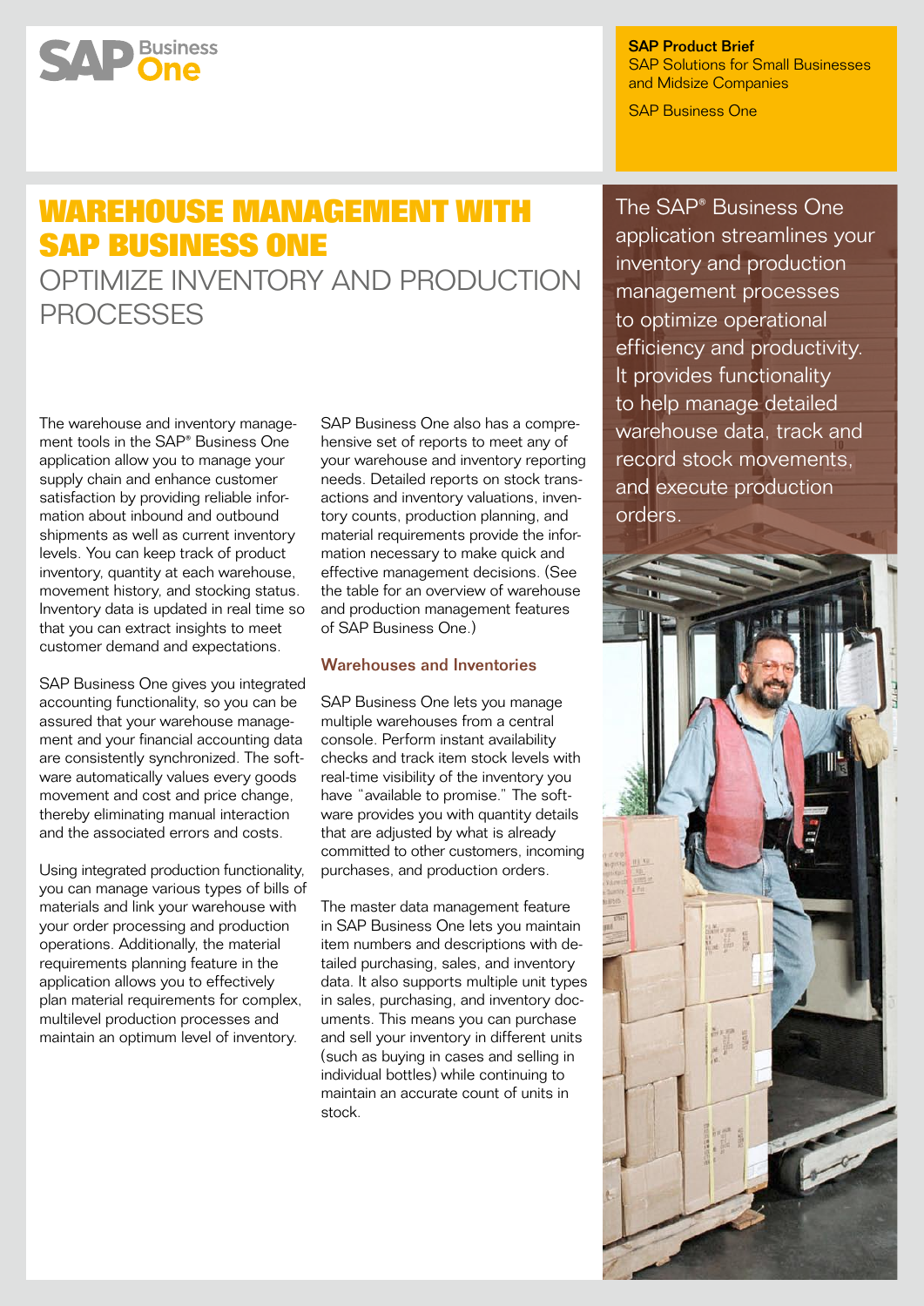SAP Business One

**SAP Product Brief**
SAP Solutions for Small Businesses and Midsize Companies

SAP Business One

# WAREHOUSE MANAGEMENT WITH SAP BUSINESS ONE

## OPTIMIZE INVENTORY AND PRODUCTION PROCESSES

The SAP® Business One application streamlines your inventory and production management processes to optimize operational efficiency and productivity. It provides functionality to help manage detailed warehouse data, track and record stock movements, and execute production orders.

The warehouse and inventory management tools in the SAP® Business One application allow you to manage your supply chain and enhance customer satisfaction by providing reliable information about inbound and outbound shipments as well as current inventory levels. You can keep track of product inventory, quantity at each warehouse, movement history, and stocking status. Inventory data is updated in real time so that you can extract insights to meet customer demand and expectations.

SAP Business One gives you integrated accounting functionality, so you can be assured that your warehouse management and your financial accounting data are consistently synchronized. The software automatically values every goods movement and cost and price change, thereby eliminating manual interaction and the associated errors and costs.

Using integrated production functionality, you can manage various types of bills of materials and link your warehouse with your order processing and production operations. Additionally, the material requirements planning feature in the application allows you to effectively plan material requirements for complex, multilevel production processes and maintain an optimum level of inventory.

SAP Business One also has a comprehensive set of reports to meet any of your warehouse and inventory reporting needs. Detailed reports on stock transactions and inventory valuations, inventory counts, production planning, and material requirements provide the information necessary to make quick and effective management decisions. (See the table for an overview of warehouse and production management features of SAP Business One.)

### Warehouses and Inventories

SAP Business One lets you manage multiple warehouses from a central console. Perform instant availability checks and track item stock levels with real-time visibility of the inventory you have "available to promise." The software provides you with quantity details that are adjusted by what is already committed to other customers, incoming purchases, and production orders.

The master data management feature in SAP Business One lets you maintain item numbers and descriptions with detailed purchasing, sales, and inventory data. It also supports multiple unit types in sales, purchasing, and inventory documents. This means you can purchase and sell your inventory in different units (such as buying in cases and selling in individual bottles) while continuing to maintain an accurate count of units in stock.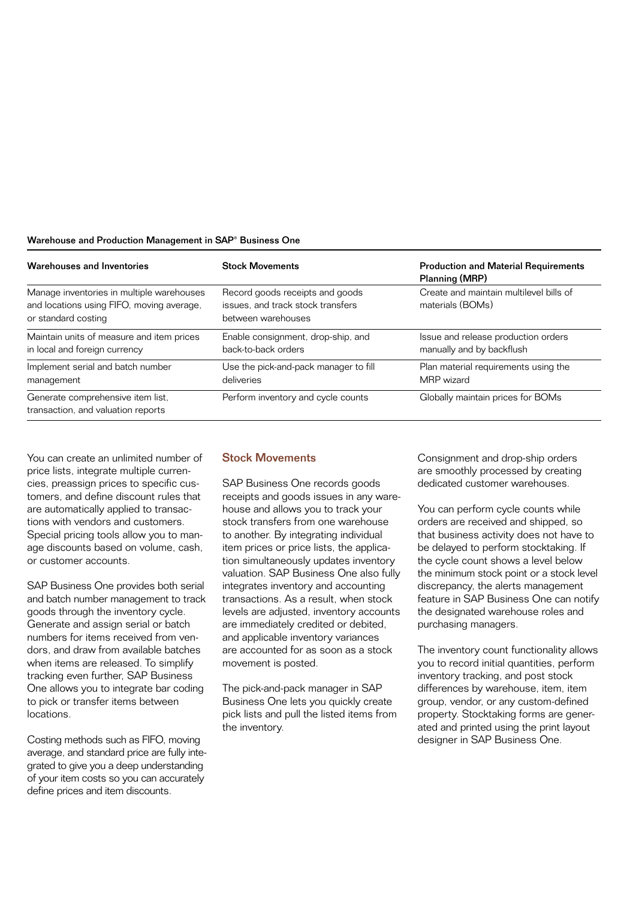**Warehouse and Production Management in SAP® Business One**

| Warehouses and Inventories | Stock Movements | Production and Material Requirements Planning (MRP) |
| --- | --- | --- |
| Manage inventories in multiple warehouses and locations using FIFO, moving average, or standard costing | Record goods receipts and goods issues, and track stock transfers between warehouses | Create and maintain multilevel bills of materials (BOMs) |
| Maintain units of measure and item prices in local and foreign currency | Enable consignment, drop-ship, and back-to-back orders | Issue and release production orders manually and by backflush |
| Implement serial and batch number management | Use the pick-and-pack manager to fill deliveries | Plan material requirements using the MRP wizard |
| Generate comprehensive item list, transaction, and valuation reports | Perform inventory and cycle counts | Globally maintain prices for BOMs |

You can create an unlimited number of price lists, integrate multiple currencies, preassign prices to specific customers, and define discount rules that are automatically applied to transactions with vendors and customers. Special pricing tools allow you to manage discounts based on volume, cash, or customer accounts.

SAP Business One provides both serial and batch number management to track goods through the inventory cycle. Generate and assign serial or batch numbers for items received from vendors, and draw from available batches when items are released. To simplify tracking even further, SAP Business One allows you to integrate bar coding to pick or transfer items between locations.

Costing methods such as FIFO, moving average, and standard price are fully integrated to give you a deep understanding of your item costs so you can accurately define prices and item discounts.

## Stock Movements

SAP Business One records goods receipts and goods issues in any warehouse and allows you to track your stock transfers from one warehouse to another. By integrating individual item prices or price lists, the application simultaneously updates inventory valuation. SAP Business One also fully integrates inventory and accounting transactions. As a result, when stock levels are adjusted, inventory accounts are immediately credited or debited, and applicable inventory variances are accounted for as soon as a stock movement is posted.

The pick-and-pack manager in SAP Business One lets you quickly create pick lists and pull the listed items from the inventory.

Consignment and drop-ship orders are smoothly processed by creating dedicated customer warehouses.

You can perform cycle counts while orders are received and shipped, so that business activity does not have to be delayed to perform stocktaking. If the cycle count shows a level below the minimum stock point or a stock level discrepancy, the alerts management feature in SAP Business One can notify the designated warehouse roles and purchasing managers.

The inventory count functionality allows you to record initial quantities, perform inventory tracking, and post stock differences by warehouse, item, item group, vendor, or any custom-defined property. Stocktaking forms are generated and printed using the print layout designer in SAP Business One.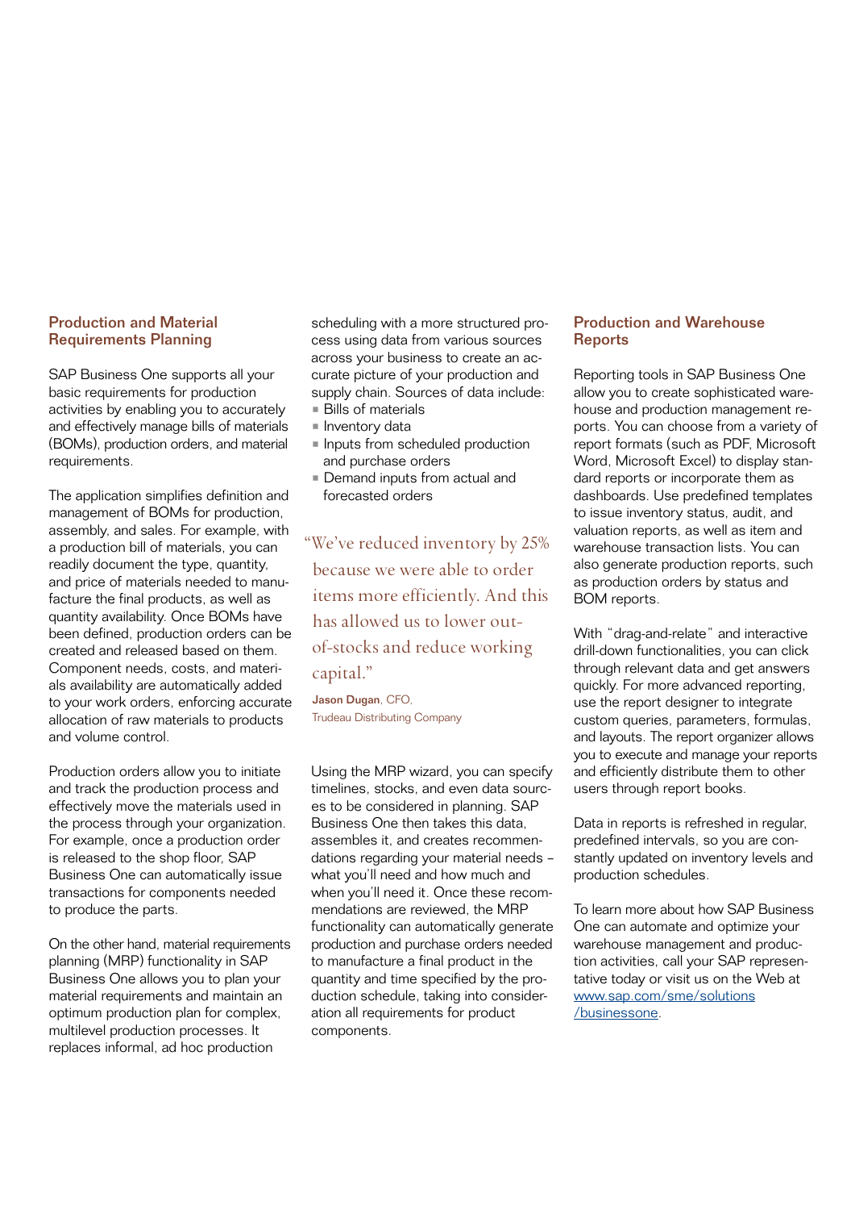## Production and Material Requirements Planning

SAP Business One supports all your basic requirements for production activities by enabling you to accurately and effectively manage bills of materials (BOMs), production orders, and material requirements.

The application simplifies definition and management of BOMs for production, assembly, and sales. For example, with a production bill of materials, you can readily document the type, quantity, and price of materials needed to manufacture the final products, as well as quantity availability. Once BOMs have been defined, production orders can be created and released based on them. Component needs, costs, and materials availability are automatically added to your work orders, enforcing accurate allocation of raw materials to products and volume control.

Production orders allow you to initiate and track the production process and effectively move the materials used in the process through your organization. For example, once a production order is released to the shop floor, SAP Business One can automatically issue transactions for components needed to produce the parts.

On the other hand, material requirements planning (MRP) functionality in SAP Business One allows you to plan your material requirements and maintain an optimum production plan for complex, multilevel production processes. It replaces informal, ad hoc production scheduling with a more structured process using data from various sources across your business to create an accurate picture of your production and supply chain. Sources of data include:

- Bills of materials
- Inventory data
- Inputs from scheduled production and purchase orders
- Demand inputs from actual and forecasted orders

> "We've reduced inventory by 25% because we were able to order items more efficiently. And this has allowed us to lower out-of-stocks and reduce working capital."
>
> **Jason Dugan**, CFO,
> Trudeau Distributing Company

Using the MRP wizard, you can specify timelines, stocks, and even data sources to be considered in planning. SAP Business One then takes this data, assembles it, and creates recommendations regarding your material needs – what you'll need and how much and when you'll need it. Once these recommendations are reviewed, the MRP functionality can automatically generate production and purchase orders needed to manufacture a final product in the quantity and time specified by the production schedule, taking into consideration all requirements for product components.

## Production and Warehouse Reports

Reporting tools in SAP Business One allow you to create sophisticated warehouse and production management reports. You can choose from a variety of report formats (such as PDF, Microsoft Word, Microsoft Excel) to display standard reports or incorporate them as dashboards. Use predefined templates to issue inventory status, audit, and valuation reports, as well as item and warehouse transaction lists. You can also generate production reports, such as production orders by status and BOM reports.

With "drag-and-relate" and interactive drill-down functionalities, you can click through relevant data and get answers quickly. For more advanced reporting, use the report designer to integrate custom queries, parameters, formulas, and layouts. The report organizer allows you to execute and manage your reports and efficiently distribute them to other users through report books.

Data in reports is refreshed in regular, predefined intervals, so you are constantly updated on inventory levels and production schedules.

To learn more about how SAP Business One can automate and optimize your warehouse management and production activities, call your SAP representative today or visit us on the Web at [www.sap.com/sme/solutions/businessone](http://www.sap.com/sme/solutions/businessone).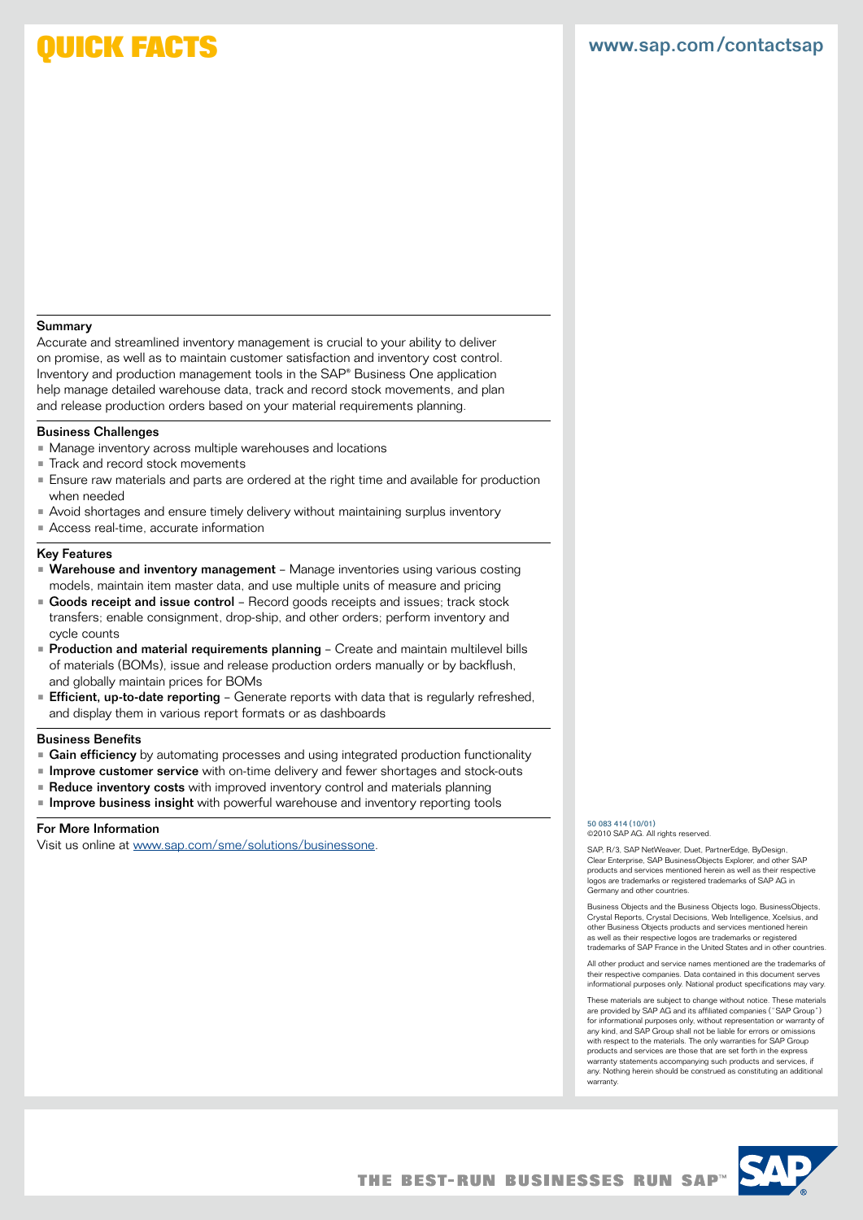# QUICK FACTS

www.sap.com/contactsap

### Summary

Accurate and streamlined inventory management is crucial to your ability to deliver on promise, as well as to maintain customer satisfaction and inventory cost control. Inventory and production management tools in the SAP® Business One application help manage detailed warehouse data, track and record stock movements, and plan and release production orders based on your material requirements planning.

### Business Challenges

- Manage inventory across multiple warehouses and locations
- Track and record stock movements
- Ensure raw materials and parts are ordered at the right time and available for production when needed
- Avoid shortages and ensure timely delivery without maintaining surplus inventory
- Access real-time, accurate information

### Key Features

- **Warehouse and inventory management** – Manage inventories using various costing models, maintain item master data, and use multiple units of measure and pricing
- **Goods receipt and issue control** – Record goods receipts and issues; track stock transfers; enable consignment, drop-ship, and other orders; perform inventory and cycle counts
- **Production and material requirements planning** – Create and maintain multilevel bills of materials (BOMs), issue and release production orders manually or by backflush, and globally maintain prices for BOMs
- **Efficient, up-to-date reporting** – Generate reports with data that is regularly refreshed, and display them in various report formats or as dashboards

### Business Benefits

- **Gain efficiency** by automating processes and using integrated production functionality
- **Improve customer service** with on-time delivery and fewer shortages and stock-outs
- **Reduce inventory costs** with improved inventory control and materials planning
- **Improve business insight** with powerful warehouse and inventory reporting tools

### For More Information

Visit us online at www.sap.com/sme/solutions/businessone.

50 083 414 (10/01)
©2010 SAP AG. All rights reserved.

SAP, R/3, SAP NetWeaver, Duet, PartnerEdge, ByDesign, Clear Enterprise, SAP BusinessObjects Explorer, and other SAP products and services mentioned herein as well as their respective logos are trademarks or registered trademarks of SAP AG in Germany and other countries.

Business Objects and the Business Objects logo, BusinessObjects, Crystal Reports, Crystal Decisions, Web Intelligence, Xcelsius, and other Business Objects products and services mentioned herein as well as their respective logos are trademarks or registered trademarks of SAP France in the United States and in other countries.

All other product and service names mentioned are the trademarks of their respective companies. Data contained in this document serves informational purposes only. National product specifications may vary.

These materials are subject to change without notice. These materials are provided by SAP AG and its affiliated companies ("SAP Group") for informational purposes only, without representation or warranty of any kind, and SAP Group shall not be liable for errors or omissions with respect to the materials. The only warranties for SAP Group products and services are those that are set forth in the express warranty statements accompanying such products and services, if any. Nothing herein should be construed as constituting an additional warranty.

THE BEST-RUN BUSINESSES RUN SAP™